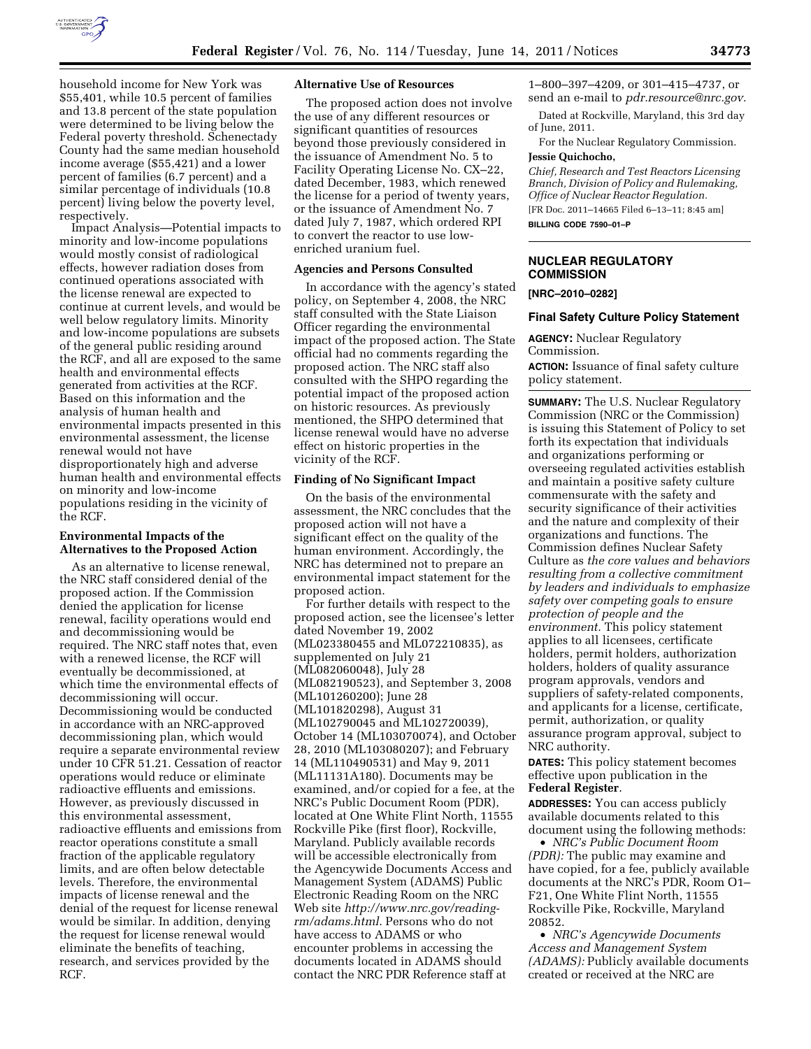household income for New York was $55,401, while 10.5 percent of families and 13.8 percent of the state population were determined to be living below the Federal poverty threshold. Schenectady County had the same median household income average ($55,421) and a lower percent of families (6.7 percent) and a similar percentage of individuals (10.8 percent) living below the poverty level, respectively.

Impact Analysis—Potential impacts to minority and low-income populations would mostly consist of radiological effects, however radiation doses from continued operations associated with the license renewal are expected to continue at current levels, and would be well below regulatory limits. Minority and low-income populations are subsets of the general public residing around the RCF, and all are exposed to the same health and environmental effects generated from activities at the RCF. Based on this information and the analysis of human health and environmental impacts presented in this environmental assessment, the license renewal would not have disproportionately high and adverse human health and environmental effects on minority and low-income populations residing in the vicinity of the RCF.

**Environmental Impacts of the Alternatives to the Proposed Action**

As an alternative to license renewal, the NRC staff considered denial of the proposed action. If the Commission denied the application for license renewal, facility operations would end and decommissioning would be required. The NRC staff notes that, even with a renewed license, the RCF will eventually be decommissioned, at which time the environmental effects of decommissioning will occur. Decommissioning would be conducted in accordance with an NRC-approved decommissioning plan, which would require a separate environmental review under 10 CFR 51.21. Cessation of reactor operations would reduce or eliminate radioactive effluents and emissions. However, as previously discussed in this environmental assessment, radioactive effluents and emissions from reactor operations constitute a small fraction of the applicable regulatory limits, and are often below detectable levels. Therefore, the environmental impacts of license renewal and the denial of the request for license renewal would be similar. In addition, denying the request for license renewal would eliminate the benefits of teaching, research, and services provided by the RCF.

**Alternative Use of Resources**

The proposed action does not involve the use of any different resources or significant quantities of resources beyond those previously considered in the issuance of Amendment No. 5 to Facility Operating License No. CX–22, dated December, 1983, which renewed the license for a period of twenty years, or the issuance of Amendment No. 7 dated July 7, 1987, which ordered RPI to convert the reactor to use low-enriched uranium fuel.

**Agencies and Persons Consulted**

In accordance with the agency's stated policy, on September 4, 2008, the NRC staff consulted with the State Liaison Officer regarding the environmental impact of the proposed action. The State official had no comments regarding the proposed action. The NRC staff also consulted with the SHPO regarding the potential impact of the proposed action on historic resources. As previously mentioned, the SHPO determined that license renewal would have no adverse effect on historic properties in the vicinity of the RCF.

**Finding of No Significant Impact**

On the basis of the environmental assessment, the NRC concludes that the proposed action will not have a significant effect on the quality of the human environment. Accordingly, the NRC has determined not to prepare an environmental impact statement for the proposed action.

For further details with respect to the proposed action, see the licensee's letter dated November 19, 2002 (ML023380455 and ML072210835), as supplemented on July 21 (ML082060048), July 28 (ML082190523), and September 3, 2008 (ML101260200); June 28 (ML101820298), August 31 (ML102790045 and ML102720039), October 14 (ML103070074), and October 28, 2010 (ML103080207); and February 14 (ML110490531) and May 9, 2011 (ML11131A180). Documents may be examined, and/or copied for a fee, at the NRC's Public Document Room (PDR), located at One White Flint North, 11555 Rockville Pike (first floor), Rockville, Maryland. Publicly available records will be accessible electronically from the Agencywide Documents Access and Management System (ADAMS) Public Electronic Reading Room on the NRC Web site *http://www.nrc.gov/reading-rm/adams.html*. Persons who do not have access to ADAMS or who encounter problems in accessing the documents located in ADAMS should contact the NRC PDR Reference staff at 1–800–397–4209, or 301–415–4737, or send an e-mail to *pdr.resource@nrc.gov.*

Dated at Rockville, Maryland, this 3rd day of June, 2011.

For the Nuclear Regulatory Commission.

**Jessie Quichocho,**

*Chief, Research and Test Reactors Licensing Branch, Division of Policy and Rulemaking, Office of Nuclear Reactor Regulation.*

[FR Doc. 2011–14665 Filed 6–13–11; 8:45 am]

**BILLING CODE 7590–01–P**

---

## NUCLEAR REGULATORY COMMISSION

**[NRC–2010–0282]**

### Final Safety Culture Policy Statement

**AGENCY:** Nuclear Regulatory Commission.

**ACTION:** Issuance of final safety culture policy statement.

**SUMMARY:** The U.S. Nuclear Regulatory Commission (NRC or the Commission) is issuing this Statement of Policy to set forth its expectation that individuals and organizations performing or overseeing regulated activities establish and maintain a positive safety culture commensurate with the safety and security significance of their activities and the nature and complexity of their organizations and functions. The Commission defines Nuclear Safety Culture as *the core values and behaviors resulting from a collective commitment by leaders and individuals to emphasize safety over competing goals to ensure protection of people and the environment.* This policy statement applies to all licensees, certificate holders, permit holders, authorization holders, holders of quality assurance program approvals, vendors and suppliers of safety-related components, and applicants for a license, certificate, permit, authorization, or quality assurance program approval, subject to NRC authority.

**DATES:** This policy statement becomes effective upon publication in the **Federal Register**.

**ADDRESSES:** You can access publicly available documents related to this document using the following methods:

- *NRC's Public Document Room (PDR):* The public may examine and have copied, for a fee, publicly available documents at the NRC's PDR, Room O1–F21, One White Flint North, 11555 Rockville Pike, Rockville, Maryland 20852.
- *NRC's Agencywide Documents Access and Management System (ADAMS):* Publicly available documents created or received at the NRC are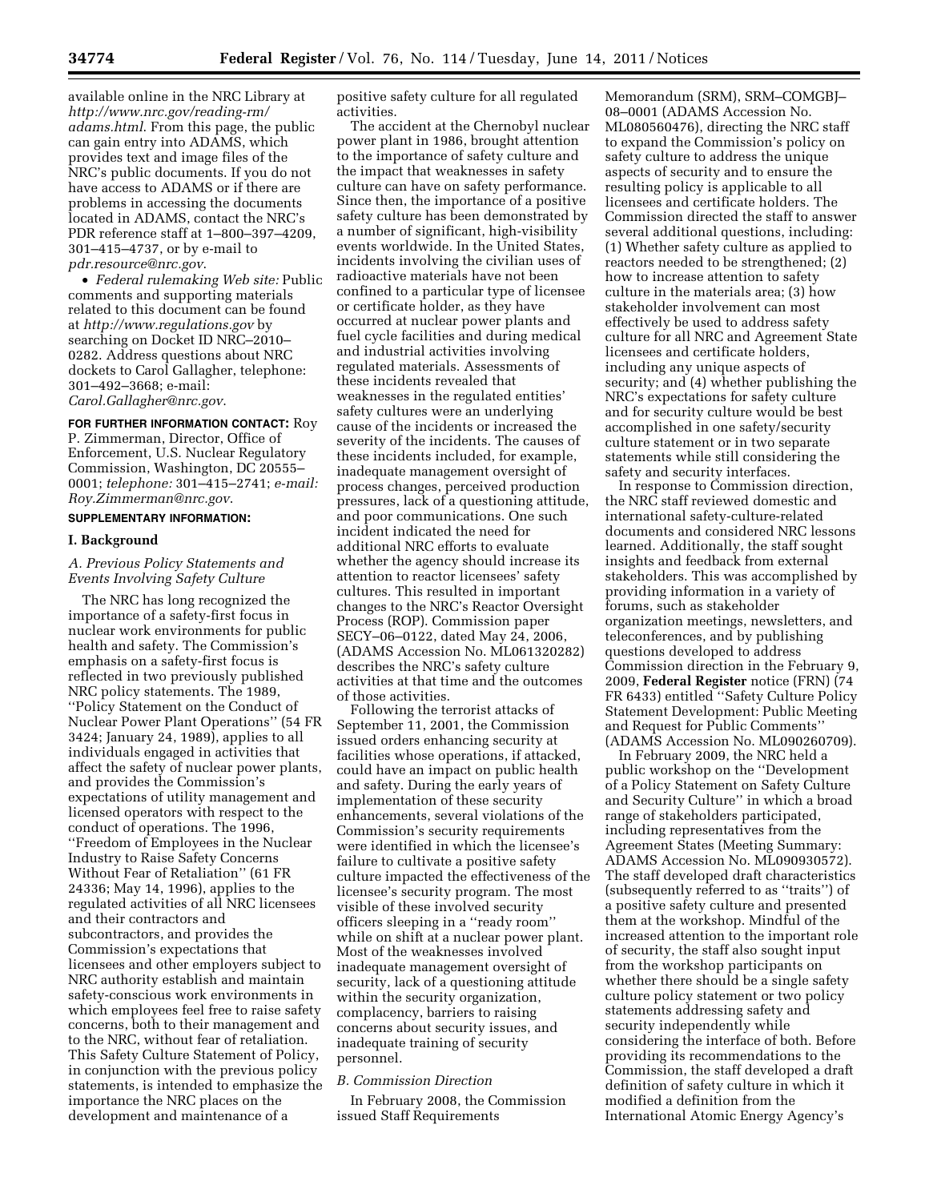available online in the NRC Library at *http://www.nrc.gov/reading-rm/adams.html*. From this page, the public can gain entry into ADAMS, which provides text and image files of the NRC's public documents. If you do not have access to ADAMS or if there are problems in accessing the documents located in ADAMS, contact the NRC's PDR reference staff at 1–800–397–4209, 301–415–4737, or by e-mail to *pdr.resource@nrc.gov*.

- *Federal rulemaking Web site:* Public comments and supporting materials related to this document can be found at *http://www.regulations.gov* by searching on Docket ID NRC–2010–0282. Address questions about NRC dockets to Carol Gallagher, telephone: 301–492–3668; e-mail: *Carol.Gallagher@nrc.gov*.

**FOR FURTHER INFORMATION CONTACT:** Roy P. Zimmerman, Director, Office of Enforcement, U.S. Nuclear Regulatory Commission, Washington, DC 20555–0001; *telephone:* 301–415–2741; *e-mail: Roy.Zimmerman@nrc.gov*.

**SUPPLEMENTARY INFORMATION:**

## I. Background

### *A. Previous Policy Statements and Events Involving Safety Culture*

The NRC has long recognized the importance of a safety-first focus in nuclear work environments for public health and safety. The Commission's emphasis on a safety-first focus is reflected in two previously published NRC policy statements. The 1989, ''Policy Statement on the Conduct of Nuclear Power Plant Operations'' (54 FR 3424; January 24, 1989), applies to all individuals engaged in activities that affect the safety of nuclear power plants, and provides the Commission's expectations of utility management and licensed operators with respect to the conduct of operations. The 1996, ''Freedom of Employees in the Nuclear Industry to Raise Safety Concerns Without Fear of Retaliation'' (61 FR 24336; May 14, 1996), applies to the regulated activities of all NRC licensees and their contractors and subcontractors, and provides the Commission's expectations that licensees and other employers subject to NRC authority establish and maintain safety-conscious work environments in which employees feel free to raise safety concerns, both to their management and to the NRC, without fear of retaliation. This Safety Culture Statement of Policy, in conjunction with the previous policy statements, is intended to emphasize the importance the NRC places on the development and maintenance of a positive safety culture for all regulated activities.

The accident at the Chernobyl nuclear power plant in 1986, brought attention to the importance of safety culture and the impact that weaknesses in safety culture can have on safety performance. Since then, the importance of a positive safety culture has been demonstrated by a number of significant, high-visibility events worldwide. In the United States, incidents involving the civilian uses of radioactive materials have not been confined to a particular type of licensee or certificate holder, as they have occurred at nuclear power plants and fuel cycle facilities and during medical and industrial activities involving regulated materials. Assessments of these incidents revealed that weaknesses in the regulated entities' safety cultures were an underlying cause of the incidents or increased the severity of the incidents. The causes of these incidents included, for example, inadequate management oversight of process changes, perceived production pressures, lack of a questioning attitude, and poor communications. One such incident indicated the need for additional NRC efforts to evaluate whether the agency should increase its attention to reactor licensees' safety cultures. This resulted in important changes to the NRC's Reactor Oversight Process (ROP). Commission paper SECY–06–0122, dated May 24, 2006, (ADAMS Accession No. ML061320282) describes the NRC's safety culture activities at that time and the outcomes of those activities.

Following the terrorist attacks of September 11, 2001, the Commission issued orders enhancing security at facilities whose operations, if attacked, could have an impact on public health and safety. During the early years of implementation of these security enhancements, several violations of the Commission's security requirements were identified in which the licensee's failure to cultivate a positive safety culture impacted the effectiveness of the licensee's security program. The most visible of these involved security officers sleeping in a ''ready room'' while on shift at a nuclear power plant. Most of the weaknesses involved inadequate management oversight of security, lack of a questioning attitude within the security organization, complacency, barriers to raising concerns about security issues, and inadequate training of security personnel.

### *B. Commission Direction*

In February 2008, the Commission issued Staff Requirements Memorandum (SRM), SRM–COMGBJ–08–0001 (ADAMS Accession No. ML080560476), directing the NRC staff to expand the Commission's policy on safety culture to address the unique aspects of security and to ensure the resulting policy is applicable to all licensees and certificate holders. The Commission directed the staff to answer several additional questions, including: (1) Whether safety culture as applied to reactors needed to be strengthened; (2) how to increase attention to safety culture in the materials area; (3) how stakeholder involvement can most effectively be used to address safety culture for all NRC and Agreement State licensees and certificate holders, including any unique aspects of security; and (4) whether publishing the NRC's expectations for safety culture and for security culture would be best accomplished in one safety/security culture statement or in two separate statements while still considering the safety and security interfaces.

In response to Commission direction, the NRC staff reviewed domestic and international safety-culture-related documents and considered NRC lessons learned. Additionally, the staff sought insights and feedback from external stakeholders. This was accomplished by providing information in a variety of forums, such as stakeholder organization meetings, newsletters, and teleconferences, and by publishing questions developed to address Commission direction in the February 9, 2009, **Federal Register** notice (FRN) (74 FR 6433) entitled ''Safety Culture Policy Statement Development: Public Meeting and Request for Public Comments'' (ADAMS Accession No. ML090260709).

In February 2009, the NRC held a public workshop on the ''Development of a Policy Statement on Safety Culture and Security Culture'' in which a broad range of stakeholders participated, including representatives from the Agreement States (Meeting Summary: ADAMS Accession No. ML090930572). The staff developed draft characteristics (subsequently referred to as ''traits'') of a positive safety culture and presented them at the workshop. Mindful of the increased attention to the important role of security, the staff also sought input from the workshop participants on whether there should be a single safety culture policy statement or two policy statements addressing safety and security independently while considering the interface of both. Before providing its recommendations to the Commission, the staff developed a draft definition of safety culture in which it modified a definition from the International Atomic Energy Agency's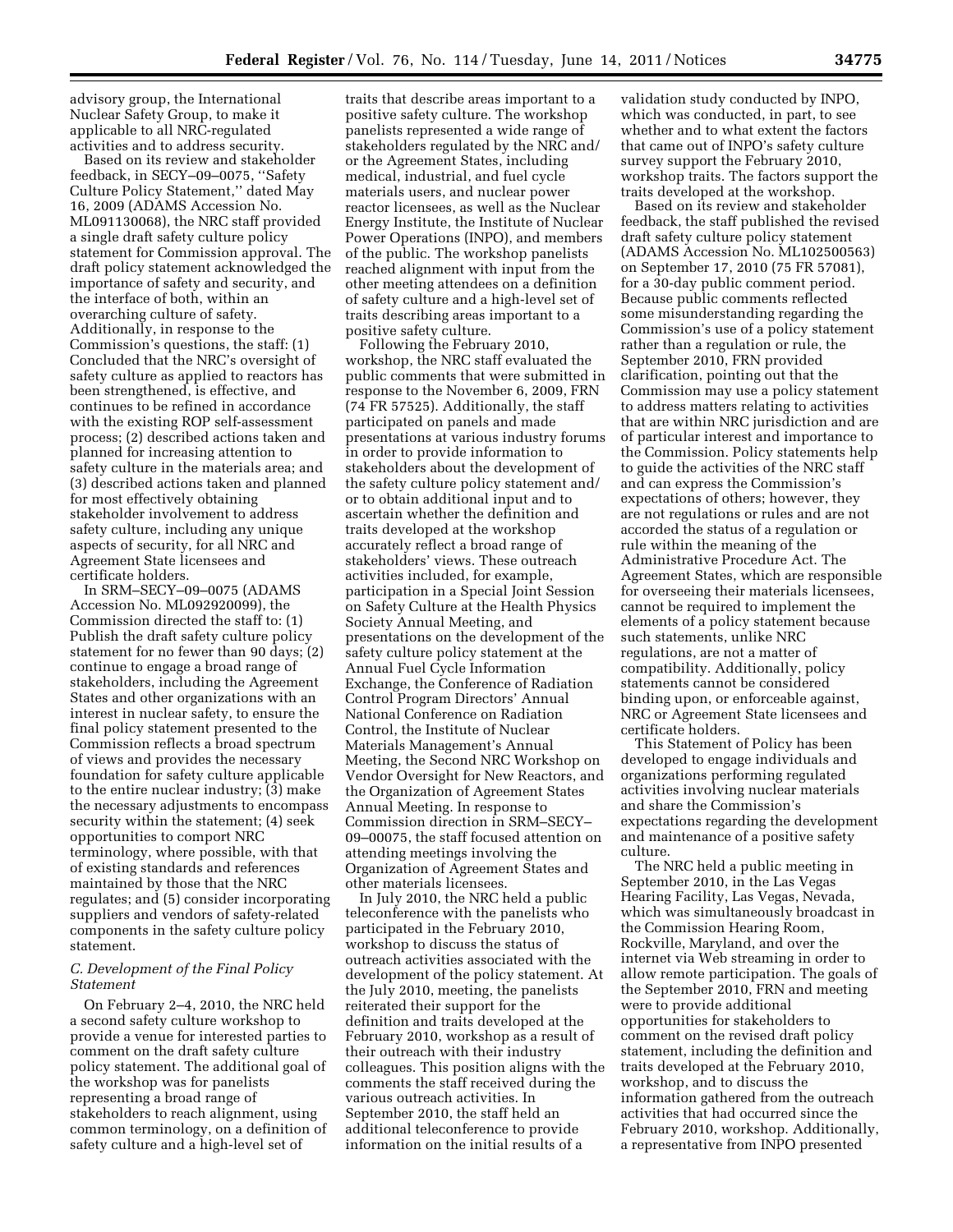advisory group, the International Nuclear Safety Group, to make it applicable to all NRC-regulated activities and to address security.

Based on its review and stakeholder feedback, in SECY–09–0075, ''Safety Culture Policy Statement,'' dated May 16, 2009 (ADAMS Accession No. ML091130068), the NRC staff provided a single draft safety culture policy statement for Commission approval. The draft policy statement acknowledged the importance of safety and security, and the interface of both, within an overarching culture of safety. Additionally, in response to the Commission's questions, the staff: (1) Concluded that the NRC's oversight of safety culture as applied to reactors has been strengthened, is effective, and continues to be refined in accordance with the existing ROP self-assessment process; (2) described actions taken and planned for increasing attention to safety culture in the materials area; and (3) described actions taken and planned for most effectively obtaining stakeholder involvement to address safety culture, including any unique aspects of security, for all NRC and Agreement State licensees and certificate holders.

In SRM–SECY–09–0075 (ADAMS Accession No. ML092920099), the Commission directed the staff to: (1) Publish the draft safety culture policy statement for no fewer than 90 days; (2) continue to engage a broad range of stakeholders, including the Agreement States and other organizations with an interest in nuclear safety, to ensure the final policy statement presented to the Commission reflects a broad spectrum of views and provides the necessary foundation for safety culture applicable to the entire nuclear industry; (3) make the necessary adjustments to encompass security within the statement; (4) seek opportunities to comport NRC terminology, where possible, with that of existing standards and references maintained by those that the NRC regulates; and (5) consider incorporating suppliers and vendors of safety-related components in the safety culture policy statement.

### *C. Development of the Final Policy Statement*

On February 2–4, 2010, the NRC held a second safety culture workshop to provide a venue for interested parties to comment on the draft safety culture policy statement. The additional goal of the workshop was for panelists representing a broad range of stakeholders to reach alignment, using common terminology, on a definition of safety culture and a high-level set of traits that describe areas important to a positive safety culture. The workshop panelists represented a wide range of stakeholders regulated by the NRC and/or the Agreement States, including medical, industrial, and fuel cycle materials users, and nuclear power reactor licensees, as well as the Nuclear Energy Institute, the Institute of Nuclear Power Operations (INPO), and members of the public. The workshop panelists reached alignment with input from the other meeting attendees on a definition of safety culture and a high-level set of traits describing areas important to a positive safety culture.

Following the February 2010, workshop, the NRC staff evaluated the public comments that were submitted in response to the November 6, 2009, FRN (74 FR 57525). Additionally, the staff participated on panels and made presentations at various industry forums in order to provide information to stakeholders about the development of the safety culture policy statement and/or to obtain additional input and to ascertain whether the definition and traits developed at the workshop accurately reflect a broad range of stakeholders' views. These outreach activities included, for example, participation in a Special Joint Session on Safety Culture at the Health Physics Society Annual Meeting, and presentations on the development of the safety culture policy statement at the Annual Fuel Cycle Information Exchange, the Conference of Radiation Control Program Directors' Annual National Conference on Radiation Control, the Institute of Nuclear Materials Management's Annual Meeting, the Second NRC Workshop on Vendor Oversight for New Reactors, and the Organization of Agreement States Annual Meeting. In response to Commission direction in SRM–SECY–09–00075, the staff focused attention on attending meetings involving the Organization of Agreement States and other materials licensees.

In July 2010, the NRC held a public teleconference with the panelists who participated in the February 2010, workshop to discuss the status of outreach activities associated with the development of the policy statement. At the July 2010, meeting, the panelists reiterated their support for the definition and traits developed at the February 2010, workshop as a result of their outreach with their industry colleagues. This position aligns with the comments the staff received during the various outreach activities. In September 2010, the staff held an additional teleconference to provide information on the initial results of a validation study conducted by INPO, which was conducted, in part, to see whether and to what extent the factors that came out of INPO's safety culture survey support the February 2010, workshop traits. The factors support the traits developed at the workshop.

Based on its review and stakeholder feedback, the staff published the revised draft safety culture policy statement (ADAMS Accession No. ML102500563) on September 17, 2010 (75 FR 57081), for a 30-day public comment period. Because public comments reflected some misunderstanding regarding the Commission's use of a policy statement rather than a regulation or rule, the September 2010, FRN provided clarification, pointing out that the Commission may use a policy statement to address matters relating to activities that are within NRC jurisdiction and are of particular interest and importance to the Commission. Policy statements help to guide the activities of the NRC staff and can express the Commission's expectations of others; however, they are not regulations or rules and are not accorded the status of a regulation or rule within the meaning of the Administrative Procedure Act. The Agreement States, which are responsible for overseeing their materials licensees, cannot be required to implement the elements of a policy statement because such statements, unlike NRC regulations, are not a matter of compatibility. Additionally, policy statements cannot be considered binding upon, or enforceable against, NRC or Agreement State licensees and certificate holders.

This Statement of Policy has been developed to engage individuals and organizations performing regulated activities involving nuclear materials and share the Commission's expectations regarding the development and maintenance of a positive safety culture.

The NRC held a public meeting in September 2010, in the Las Vegas Hearing Facility, Las Vegas, Nevada, which was simultaneously broadcast in the Commission Hearing Room, Rockville, Maryland, and over the internet via Web streaming in order to allow remote participation. The goals of the September 2010, FRN and meeting were to provide additional opportunities for stakeholders to comment on the revised draft policy statement, including the definition and traits developed at the February 2010, workshop, and to discuss the information gathered from the outreach activities that had occurred since the February 2010, workshop. Additionally, a representative from INPO presented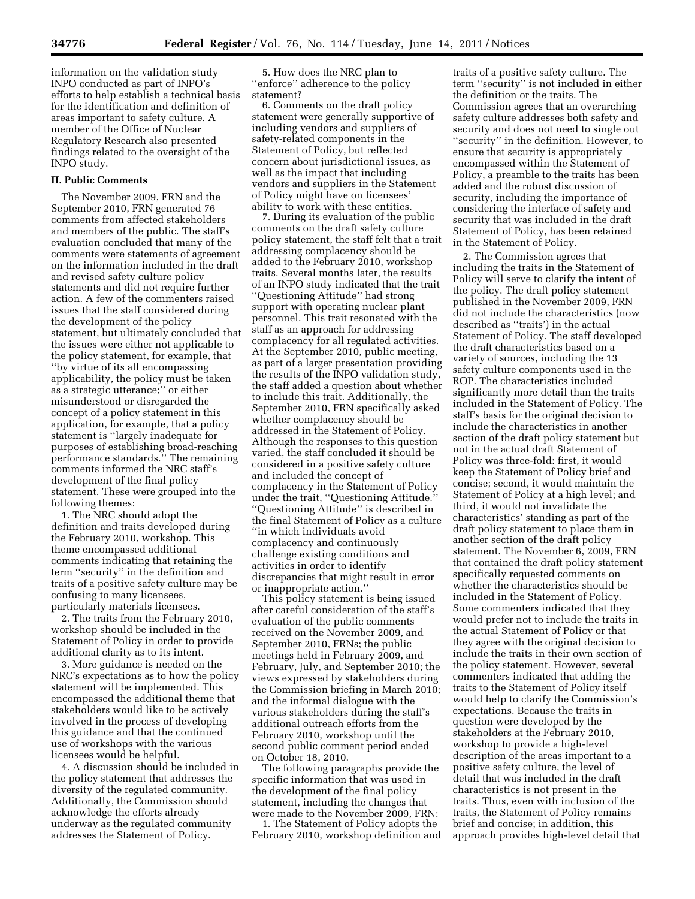information on the validation study INPO conducted as part of INPO's efforts to help establish a technical basis for the identification and definition of areas important to safety culture. A member of the Office of Nuclear Regulatory Research also presented findings related to the oversight of the INPO study.

## II. Public Comments

The November 2009, FRN and the September 2010, FRN generated 76 comments from affected stakeholders and members of the public. The staff's evaluation concluded that many of the comments were statements of agreement on the information included in the draft and revised safety culture policy statements and did not require further action. A few of the commenters raised issues that the staff considered during the development of the policy statement, but ultimately concluded that the issues were either not applicable to the policy statement, for example, that ''by virtue of its all encompassing applicability, the policy must be taken as a strategic utterance;'' or either misunderstood or disregarded the concept of a policy statement in this application, for example, that a policy statement is ''largely inadequate for purposes of establishing broad-reaching performance standards.'' The remaining comments informed the NRC staff's development of the final policy statement. These were grouped into the following themes:

1. The NRC should adopt the definition and traits developed during the February 2010, workshop. This theme encompassed additional comments indicating that retaining the term ''security'' in the definition and traits of a positive safety culture may be confusing to many licensees, particularly materials licensees.

2. The traits from the February 2010, workshop should be included in the Statement of Policy in order to provide additional clarity as to its intent.

3. More guidance is needed on the NRC's expectations as to how the policy statement will be implemented. This encompassed the additional theme that stakeholders would like to be actively involved in the process of developing this guidance and that the continued use of workshops with the various licensees would be helpful.

4. A discussion should be included in the policy statement that addresses the diversity of the regulated community. Additionally, the Commission should acknowledge the efforts already underway as the regulated community addresses the Statement of Policy.

5. How does the NRC plan to ''enforce'' adherence to the policy statement?

6. Comments on the draft policy statement were generally supportive of including vendors and suppliers of safety-related components in the Statement of Policy, but reflected concern about jurisdictional issues, as well as the impact that including vendors and suppliers in the Statement of Policy might have on licensees' ability to work with these entities.

7. During its evaluation of the public comments on the draft safety culture policy statement, the staff felt that a trait addressing complacency should be added to the February 2010, workshop traits. Several months later, the results of an INPO study indicated that the trait ''Questioning Attitude'' had strong support with operating nuclear plant personnel. This trait resonated with the staff as an approach for addressing complacency for all regulated activities. At the September 2010, public meeting, as part of a larger presentation providing the results of the INPO validation study, the staff added a question about whether to include this trait. Additionally, the September 2010, FRN specifically asked whether complacency should be addressed in the Statement of Policy. Although the responses to this question varied, the staff concluded it should be considered in a positive safety culture and included the concept of complacency in the Statement of Policy under the trait, ''Questioning Attitude.'' ''Questioning Attitude'' is described in the final Statement of Policy as a culture ''in which individuals avoid complacency and continuously challenge existing conditions and activities in order to identify discrepancies that might result in error or inappropriate action.''

This policy statement is being issued after careful consideration of the staff's evaluation of the public comments received on the November 2009, and September 2010, FRNs; the public meetings held in February 2009, and February, July, and September 2010; the views expressed by stakeholders during the Commission briefing in March 2010; and the informal dialogue with the various stakeholders during the staff's additional outreach efforts from the February 2010, workshop until the second public comment period ended on October 18, 2010.

The following paragraphs provide the specific information that was used in the development of the final policy statement, including the changes that were made to the November 2009, FRN:

1. The Statement of Policy adopts the February 2010, workshop definition and traits of a positive safety culture. The term ''security'' is not included in either the definition or the traits. The Commission agrees that an overarching safety culture addresses both safety and security and does not need to single out ''security'' in the definition. However, to ensure that security is appropriately encompassed within the Statement of Policy, a preamble to the traits has been added and the robust discussion of security, including the importance of considering the interface of safety and security that was included in the draft Statement of Policy, has been retained in the Statement of Policy.

2. The Commission agrees that including the traits in the Statement of Policy will serve to clarify the intent of the policy. The draft policy statement published in the November 2009, FRN did not include the characteristics (now described as ''traits') in the actual Statement of Policy. The staff developed the draft characteristics based on a variety of sources, including the 13 safety culture components used in the ROP. The characteristics included significantly more detail than the traits included in the Statement of Policy. The staff's basis for the original decision to include the characteristics in another section of the draft policy statement but not in the actual draft Statement of Policy was three-fold: first, it would keep the Statement of Policy brief and concise; second, it would maintain the Statement of Policy at a high level; and third, it would not invalidate the characteristics' standing as part of the draft policy statement to place them in another section of the draft policy statement. The November 6, 2009, FRN that contained the draft policy statement specifically requested comments on whether the characteristics should be included in the Statement of Policy. Some commenters indicated that they would prefer not to include the traits in the actual Statement of Policy or that they agree with the original decision to include the traits in their own section of the policy statement. However, several commenters indicated that adding the traits to the Statement of Policy itself would help to clarify the Commission's expectations. Because the traits in question were developed by the stakeholders at the February 2010, workshop to provide a high-level description of the areas important to a positive safety culture, the level of detail that was included in the draft characteristics is not present in the traits. Thus, even with inclusion of the traits, the Statement of Policy remains brief and concise; in addition, this approach provides high-level detail that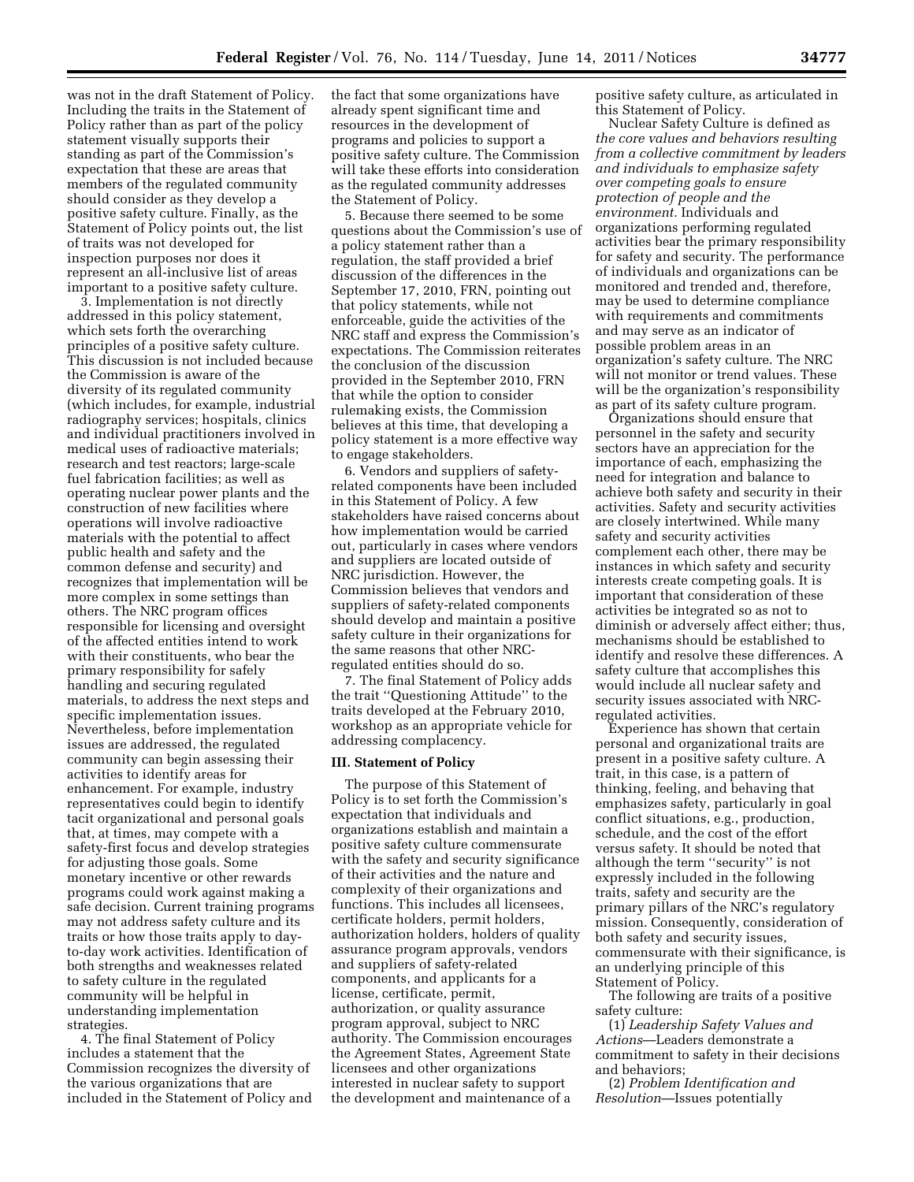was not in the draft Statement of Policy. Including the traits in the Statement of Policy rather than as part of the policy statement visually supports their standing as part of the Commission's expectation that these are areas that members of the regulated community should consider as they develop a positive safety culture. Finally, as the Statement of Policy points out, the list of traits was not developed for inspection purposes nor does it represent an all-inclusive list of areas important to a positive safety culture.

3. Implementation is not directly addressed in this policy statement, which sets forth the overarching principles of a positive safety culture. This discussion is not included because the Commission is aware of the diversity of its regulated community (which includes, for example, industrial radiography services; hospitals, clinics and individual practitioners involved in medical uses of radioactive materials; research and test reactors; large-scale fuel fabrication facilities; as well as operating nuclear power plants and the construction of new facilities where operations will involve radioactive materials with the potential to affect public health and safety and the common defense and security) and recognizes that implementation will be more complex in some settings than others. The NRC program offices responsible for licensing and oversight of the affected entities intend to work with their constituents, who bear the primary responsibility for safely handling and securing regulated materials, to address the next steps and specific implementation issues. Nevertheless, before implementation issues are addressed, the regulated community can begin assessing their activities to identify areas for enhancement. For example, industry representatives could begin to identify tacit organizational and personal goals that, at times, may compete with a safety-first focus and develop strategies for adjusting those goals. Some monetary incentive or other rewards programs could work against making a safe decision. Current training programs may not address safety culture and its traits or how those traits apply to day-to-day work activities. Identification of both strengths and weaknesses related to safety culture in the regulated community will be helpful in understanding implementation strategies.

4. The final Statement of Policy includes a statement that the Commission recognizes the diversity of the various organizations that are included in the Statement of Policy and the fact that some organizations have already spent significant time and resources in the development of programs and policies to support a positive safety culture. The Commission will take these efforts into consideration as the regulated community addresses the Statement of Policy.

5. Because there seemed to be some questions about the Commission's use of a policy statement rather than a regulation, the staff provided a brief discussion of the differences in the September 17, 2010, FRN, pointing out that policy statements, while not enforceable, guide the activities of the NRC staff and express the Commission's expectations. The Commission reiterates the conclusion of the discussion provided in the September 2010, FRN that while the option to consider rulemaking exists, the Commission believes at this time, that developing a policy statement is a more effective way to engage stakeholders.

6. Vendors and suppliers of safety-related components have been included in this Statement of Policy. A few stakeholders have raised concerns about how implementation would be carried out, particularly in cases where vendors and suppliers are located outside of NRC jurisdiction. However, the Commission believes that vendors and suppliers of safety-related components should develop and maintain a positive safety culture in their organizations for the same reasons that other NRC-regulated entities should do so.

7. The final Statement of Policy adds the trait ''Questioning Attitude'' to the traits developed at the February 2010, workshop as an appropriate vehicle for addressing complacency.

## III. Statement of Policy

The purpose of this Statement of Policy is to set forth the Commission's expectation that individuals and organizations establish and maintain a positive safety culture commensurate with the safety and security significance of their activities and the nature and complexity of their organizations and functions. This includes all licensees, certificate holders, permit holders, authorization holders, holders of quality assurance program approvals, vendors and suppliers of safety-related components, and applicants for a license, certificate, permit, authorization, or quality assurance program approval, subject to NRC authority. The Commission encourages the Agreement States, Agreement State licensees and other organizations interested in nuclear safety to support the development and maintenance of a positive safety culture, as articulated in this Statement of Policy.

Nuclear Safety Culture is defined as *the core values and behaviors resulting from a collective commitment by leaders and individuals to emphasize safety over competing goals to ensure protection of people and the environment.* Individuals and organizations performing regulated activities bear the primary responsibility for safety and security. The performance of individuals and organizations can be monitored and trended and, therefore, may be used to determine compliance with requirements and commitments and may serve as an indicator of possible problem areas in an organization's safety culture. The NRC will not monitor or trend values. These will be the organization's responsibility as part of its safety culture program.

Organizations should ensure that personnel in the safety and security sectors have an appreciation for the importance of each, emphasizing the need for integration and balance to achieve both safety and security in their activities. Safety and security activities are closely intertwined. While many safety and security activities complement each other, there may be instances in which safety and security interests create competing goals. It is important that consideration of these activities be integrated so as not to diminish or adversely affect either; thus, mechanisms should be established to identify and resolve these differences. A safety culture that accomplishes this would include all nuclear safety and security issues associated with NRC-regulated activities.

Experience has shown that certain personal and organizational traits are present in a positive safety culture. A trait, in this case, is a pattern of thinking, feeling, and behaving that emphasizes safety, particularly in goal conflict situations, e.g., production, schedule, and the cost of the effort versus safety. It should be noted that although the term ''security'' is not expressly included in the following traits, safety and security are the primary pillars of the NRC's regulatory mission. Consequently, consideration of both safety and security issues, commensurate with their significance, is an underlying principle of this Statement of Policy.

The following are traits of a positive safety culture:

(1) *Leadership Safety Values and Actions*—Leaders demonstrate a commitment to safety in their decisions and behaviors;

(2) *Problem Identification and Resolution*—Issues potentially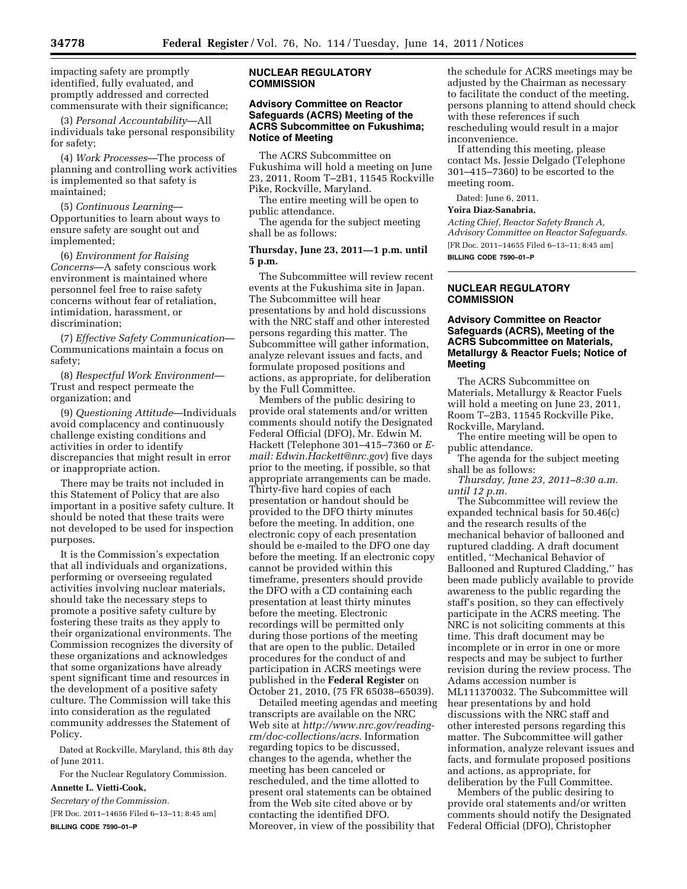impacting safety are promptly identified, fully evaluated, and promptly addressed and corrected commensurate with their significance;

(3) *Personal Accountability*—All individuals take personal responsibility for safety;

(4) *Work Processes*—The process of planning and controlling work activities is implemented so that safety is maintained;

(5) *Continuous Learning*—Opportunities to learn about ways to ensure safety are sought out and implemented;

(6) *Environment for Raising Concerns*—A safety conscious work environment is maintained where personnel feel free to raise safety concerns without fear of retaliation, intimidation, harassment, or discrimination;

(7) *Effective Safety Communication*—Communications maintain a focus on safety;

(8) *Respectful Work Environment*—Trust and respect permeate the organization; and

(9) *Questioning Attitude*—Individuals avoid complacency and continuously challenge existing conditions and activities in order to identify discrepancies that might result in error or inappropriate action.

There may be traits not included in this Statement of Policy that are also important in a positive safety culture. It should be noted that these traits were not developed to be used for inspection purposes.

It is the Commission's expectation that all individuals and organizations, performing or overseeing regulated activities involving nuclear materials, should take the necessary steps to promote a positive safety culture by fostering these traits as they apply to their organizational environments. The Commission recognizes the diversity of these organizations and acknowledges that some organizations have already spent significant time and resources in the development of a positive safety culture. The Commission will take this into consideration as the regulated community addresses the Statement of Policy.

Dated at Rockville, Maryland, this 8th day of June 2011.

For the Nuclear Regulatory Commission.

**Annette L. Vietti-Cook,**

*Secretary of the Commission.*

[FR Doc. 2011–14656 Filed 6–13–11; 8:45 am]

**BILLING CODE 7590–01–P**

---

## NUCLEAR REGULATORY COMMISSION

### Advisory Committee on Reactor Safeguards (ACRS) Meeting of the ACRS Subcommittee on Fukushima; Notice of Meeting

The ACRS Subcommittee on Fukushima will hold a meeting on June 23, 2011, Room T–2B1, 11545 Rockville Pike, Rockville, Maryland.

The entire meeting will be open to public attendance.

The agenda for the subject meeting shall be as follows:

**Thursday, June 23, 2011—1 p.m. until 5 p.m.**

The Subcommittee will review recent events at the Fukushima site in Japan. The Subcommittee will hear presentations by and hold discussions with the NRC staff and other interested persons regarding this matter. The Subcommittee will gather information, analyze relevant issues and facts, and formulate proposed positions and actions, as appropriate, for deliberation by the Full Committee.

Members of the public desiring to provide oral statements and/or written comments should notify the Designated Federal Official (DFO), Mr. Edwin M. Hackett (Telephone 301–415–7360 or *E-mail: Edwin.Hackett@nrc.gov*) five days prior to the meeting, if possible, so that appropriate arrangements can be made. Thirty-five hard copies of each presentation or handout should be provided to the DFO thirty minutes before the meeting. In addition, one electronic copy of each presentation should be e-mailed to the DFO one day before the meeting. If an electronic copy cannot be provided within this timeframe, presenters should provide the DFO with a CD containing each presentation at least thirty minutes before the meeting. Electronic recordings will be permitted only during those portions of the meeting that are open to the public. Detailed procedures for the conduct of and participation in ACRS meetings were published in the **Federal Register** on October 21, 2010, (75 FR 65038–65039).

Detailed meeting agendas and meeting transcripts are available on the NRC Web site at *http://www.nrc.gov/reading-rm/doc-collections/acrs.* Information regarding topics to be discussed, changes to the agenda, whether the meeting has been canceled or rescheduled, and the time allotted to present oral statements can be obtained from the Web site cited above or by contacting the identified DFO. Moreover, in view of the possibility that the schedule for ACRS meetings may be adjusted by the Chairman as necessary to facilitate the conduct of the meeting, persons planning to attend should check with these references if such rescheduling would result in a major inconvenience.

If attending this meeting, please contact Ms. Jessie Delgado (Telephone 301–415–7360) to be escorted to the meeting room.

Dated: June 6, 2011.

**Yoira Diaz-Sanabria,**

*Acting Chief, Reactor Safety Branch A, Advisory Committee on Reactor Safeguards.*

[FR Doc. 2011–14655 Filed 6–13–11; 8:45 am]

**BILLING CODE 7590–01–P**

---

## NUCLEAR REGULATORY COMMISSION

### Advisory Committee on Reactor Safeguards (ACRS), Meeting of the ACRS Subcommittee on Materials, Metallurgy & Reactor Fuels; Notice of Meeting

The ACRS Subcommittee on Materials, Metallurgy & Reactor Fuels will hold a meeting on June 23, 2011, Room T–2B3, 11545 Rockville Pike, Rockville, Maryland.

The entire meeting will be open to public attendance.

The agenda for the subject meeting shall be as follows:

*Thursday, June 23, 2011–8:30 a.m. until 12 p.m.*

The Subcommittee will review the expanded technical basis for 50.46(c) and the research results of the mechanical behavior of ballooned and ruptured cladding. A draft document entitled, ''Mechanical Behavior of Ballooned and Ruptured Cladding,'' has been made publicly available to provide awareness to the public regarding the staff's position, so they can effectively participate in the ACRS meeting. The NRC is not soliciting comments at this time. This draft document may be incomplete or in error in one or more respects and may be subject to further revision during the review process. The Adams accession number is ML111370032. The Subcommittee will hear presentations by and hold discussions with the NRC staff and other interested persons regarding this matter. The Subcommittee will gather information, analyze relevant issues and facts, and formulate proposed positions and actions, as appropriate, for deliberation by the Full Committee.

Members of the public desiring to provide oral statements and/or written comments should notify the Designated Federal Official (DFO), Christopher